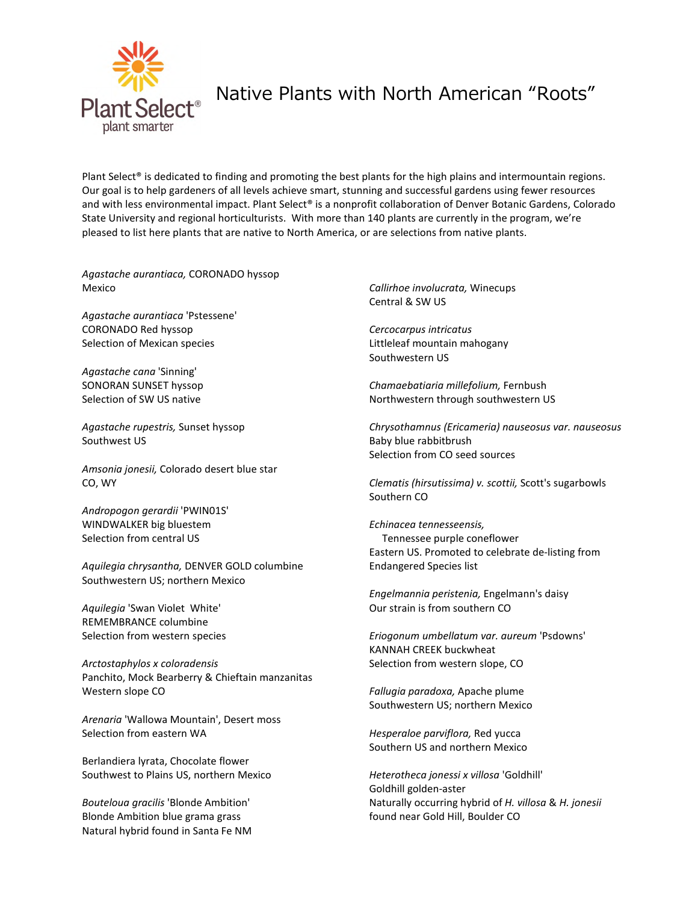# Native Plants with North American "Roots"

Plant Select® is dedicated to finding and promoting the best plants for the high plains and intermountain regions. Our goal is to help gardeners of all levels achieve smart, stunning and successful gardens using fewer resources and with less environmental impact. Plant Select® is a nonprofit collaboration of Denver Botanic Gardens, Colorado State University and regional horticulturists. With more than 140 plants are currently in the program, we're pleased to list here plants that are native to North America, or are selections from native plants.

*Agastache aurantiaca,* CORONADO hyssop
Mexico

*Agastache aurantiaca* 'Pstessene'
CORONADO Red hyssop
Selection of Mexican species

*Agastache cana* 'Sinning'
SONORAN SUNSET hyssop
Selection of SW US native

*Agastache rupestris,* Sunset hyssop
Southwest US

*Amsonia jonesii,* Colorado desert blue star
CO, WY

*Andropogon gerardii* 'PWIN01S'
WINDWALKER big bluestem
Selection from central US

*Aquilegia chrysantha,* DENVER GOLD columbine
Southwestern US; northern Mexico

*Aquilegia* 'Swan Violet White'
REMEMBRANCE columbine
Selection from western species

*Arctostaphylos x coloradensis*
Panchito, Mock Bearberry & Chieftain manzanitas
Western slope CO

*Arenaria* 'Wallowa Mountain', Desert moss
Selection from eastern WA

Berlandiera lyrata, Chocolate flower
Southwest to Plains US, northern Mexico

*Bouteloua gracilis* 'Blonde Ambition'
Blonde Ambition blue grama grass
Natural hybrid found in Santa Fe NM

*Callirhoe involucrata,* Winecups
Central & SW US

*Cercocarpus intricatus*
Littleleaf mountain mahogany
Southwestern US

*Chamaebatiaria millefolium,* Fernbush
Northwestern through southwestern US

*Chrysothamnus (Ericameria) nauseosus var. nauseosus*
Baby blue rabbitbrush
Selection from CO seed sources

*Clematis (hirsutissima) v. scottii,* Scott's sugarbowls
Southern CO

*Echinacea tennesseensis,*
Tennessee purple coneflower
Eastern US. Promoted to celebrate de-listing from Endangered Species list

*Engelmannia peristenia,* Engelmann's daisy
Our strain is from southern CO

*Eriogonum umbellatum var. aureum* 'Psdowns'
KANNAH CREEK buckwheat
Selection from western slope, CO

*Fallugia paradoxa,* Apache plume
Southwestern US; northern Mexico

*Hesperaloe parviflora,* Red yucca
Southern US and northern Mexico

*Heterotheca jonessi x villosa* 'Goldhill'
Goldhill golden-aster
Naturally occurring hybrid of *H. villosa* & *H. jonesii* found near Gold Hill, Boulder CO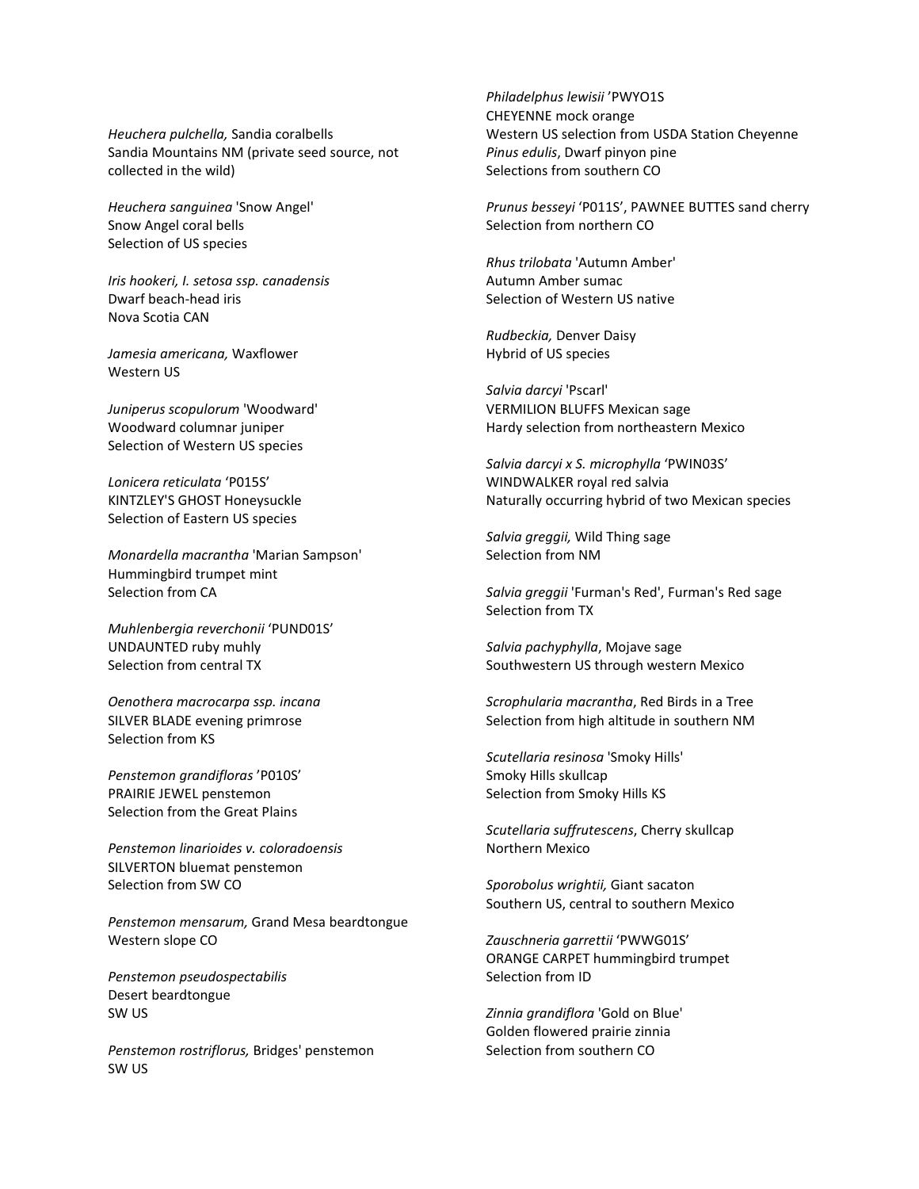*Heuchera pulchella,* Sandia coralbells
Sandia Mountains NM (private seed source, not collected in the wild)

*Heuchera sanguinea* 'Snow Angel'
Snow Angel coral bells
Selection of US species

*Iris hookeri, I. setosa ssp. canadensis*
Dwarf beach-head iris
Nova Scotia CAN

*Jamesia americana,* Waxflower
Western US

*Juniperus scopulorum* 'Woodward'
Woodward columnar juniper
Selection of Western US species

*Lonicera reticulata* 'P015S'
KINTZLEY'S GHOST Honeysuckle
Selection of Eastern US species

*Monardella macrantha* 'Marian Sampson'
Hummingbird trumpet mint
Selection from CA

*Muhlenbergia reverchonii* 'PUND01S'
UNDAUNTED ruby muhly
Selection from central TX

*Oenothera macrocarpa ssp. incana*
SILVER BLADE evening primrose
Selection from KS

*Penstemon grandifloras* 'P010S'
PRAIRIE JEWEL penstemon
Selection from the Great Plains

*Penstemon linarioides v. coloradoensis*
SILVERTON bluemat penstemon
Selection from SW CO

*Penstemon mensarum,* Grand Mesa beardtongue
Western slope CO

*Penstemon pseudospectabilis*
Desert beardtongue
SW US

*Penstemon rostriflorus,* Bridges' penstemon
SW US

*Philadelphus lewisii* 'PWYO1S
CHEYENNE mock orange
Western US selection from USDA Station Cheyenne
*Pinus edulis*, Dwarf pinyon pine
Selections from southern CO

*Prunus besseyi* 'P011S', PAWNEE BUTTES sand cherry
Selection from northern CO

*Rhus trilobata* 'Autumn Amber'
Autumn Amber sumac
Selection of Western US native

*Rudbeckia,* Denver Daisy
Hybrid of US species

*Salvia darcyi* 'Pscarl'
VERMILION BLUFFS Mexican sage
Hardy selection from northeastern Mexico

*Salvia darcyi x S. microphylla* 'PWIN03S'
WINDWALKER royal red salvia
Naturally occurring hybrid of two Mexican species

*Salvia greggii,* Wild Thing sage
Selection from NM

*Salvia greggii* 'Furman's Red', Furman's Red sage
Selection from TX

*Salvia pachyphylla*, Mojave sage
Southwestern US through western Mexico

*Scrophularia macrantha*, Red Birds in a Tree
Selection from high altitude in southern NM

*Scutellaria resinosa* 'Smoky Hills'
Smoky Hills skullcap
Selection from Smoky Hills KS

*Scutellaria suffrutescens*, Cherry skullcap
Northern Mexico

*Sporobolus wrightii,* Giant sacaton
Southern US, central to southern Mexico

*Zauschneria garrettii* 'PWWG01S'
ORANGE CARPET hummingbird trumpet
Selection from ID

*Zinnia grandiflora* 'Gold on Blue'
Golden flowered prairie zinnia
Selection from southern CO